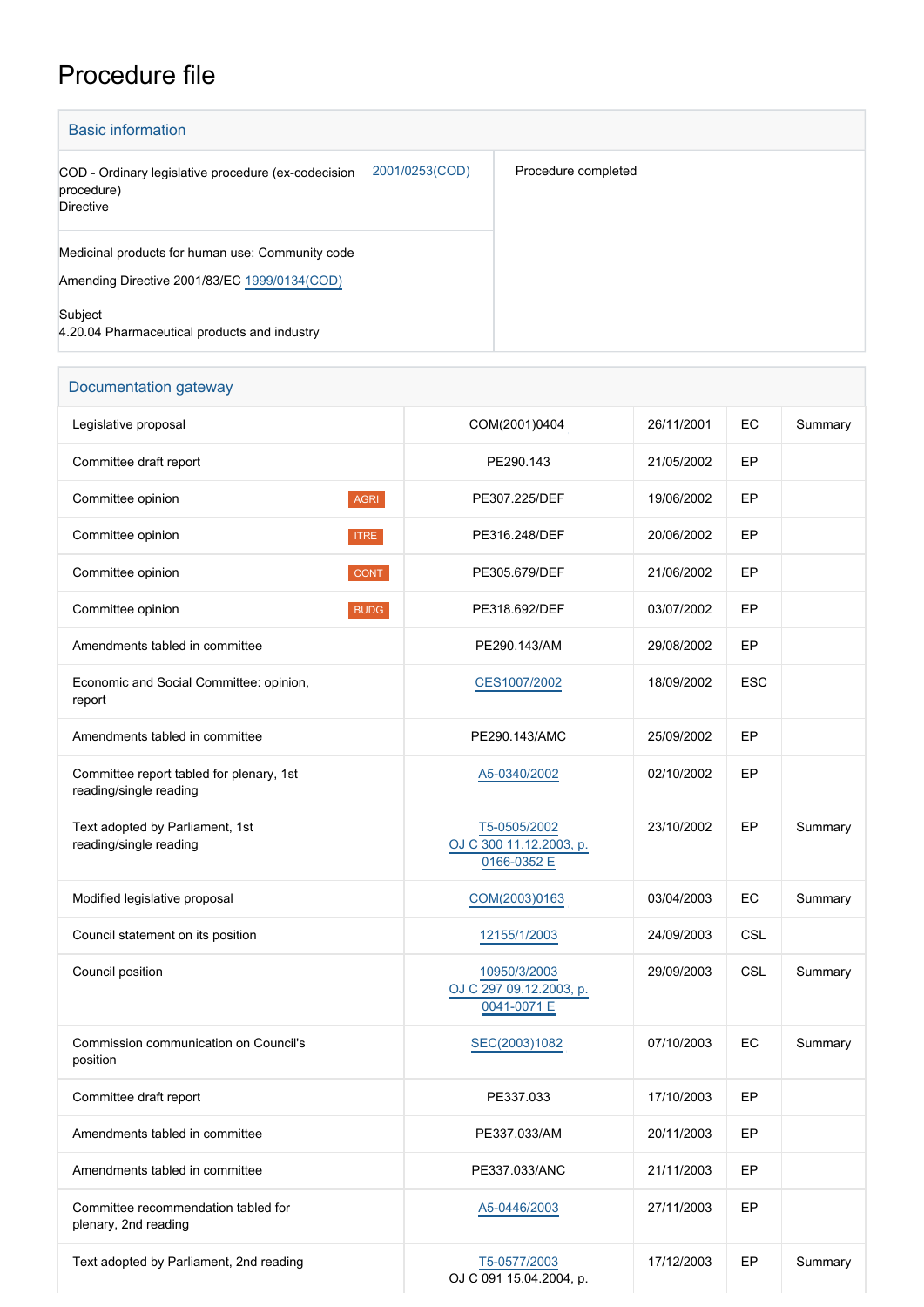# Procedure file

## Basic information

| | | |
|---|---|---|
| COD - Ordinary legislative procedure (ex-codecision procedure)<br>Directive | 2001/0253(COD) | Procedure completed |
| Medicinal products for human use: Community code<br><br>Amending Directive 2001/83/EC 1999/0134(COD)<br><br>Subject<br>4.20.04 Pharmaceutical products and industry | | |

## Documentation gateway

| | | | | | |
|---|---|---|---|---|---|
| Legislative proposal | | COM(2001)0404 | 26/11/2001 | EC | Summary |
| Committee draft report | | PE290.143 | 21/05/2002 | EP | |
| Committee opinion | AGRI | PE307.225/DEF | 19/06/2002 | EP | |
| Committee opinion | ITRE | PE316.248/DEF | 20/06/2002 | EP | |
| Committee opinion | CONT | PE305.679/DEF | 21/06/2002 | EP | |
| Committee opinion | BUDG | PE318.692/DEF | 03/07/2002 | EP | |
| Amendments tabled in committee | | PE290.143/AM | 29/08/2002 | EP | |
| Economic and Social Committee: opinion, report | | CES1007/2002 | 18/09/2002 | ESC | |
| Amendments tabled in committee | | PE290.143/AMC | 25/09/2002 | EP | |
| Committee report tabled for plenary, 1st reading/single reading | | A5-0340/2002 | 02/10/2002 | EP | |
| Text adopted by Parliament, 1st reading/single reading | | T5-0505/2002<br>OJ C 300 11.12.2003, p. 0166-0352 E | 23/10/2002 | EP | Summary |
| Modified legislative proposal | | COM(2003)0163 | 03/04/2003 | EC | Summary |
| Council statement on its position | | 12155/1/2003 | 24/09/2003 | CSL | |
| Council position | | 10950/3/2003<br>OJ C 297 09.12.2003, p. 0041-0071 E | 29/09/2003 | CSL | Summary |
| Commission communication on Council's position | | SEC(2003)1082 | 07/10/2003 | EC | Summary |
| Committee draft report | | PE337.033 | 17/10/2003 | EP | |
| Amendments tabled in committee | | PE337.033/AM | 20/11/2003 | EP | |
| Amendments tabled in committee | | PE337.033/ANC | 21/11/2003 | EP | |
| Committee recommendation tabled for plenary, 2nd reading | | A5-0446/2003 | 27/11/2003 | EP | |
| Text adopted by Parliament, 2nd reading | | T5-0577/2003<br>OJ C 091 15.04.2004, p. | 17/12/2003 | EP | Summary |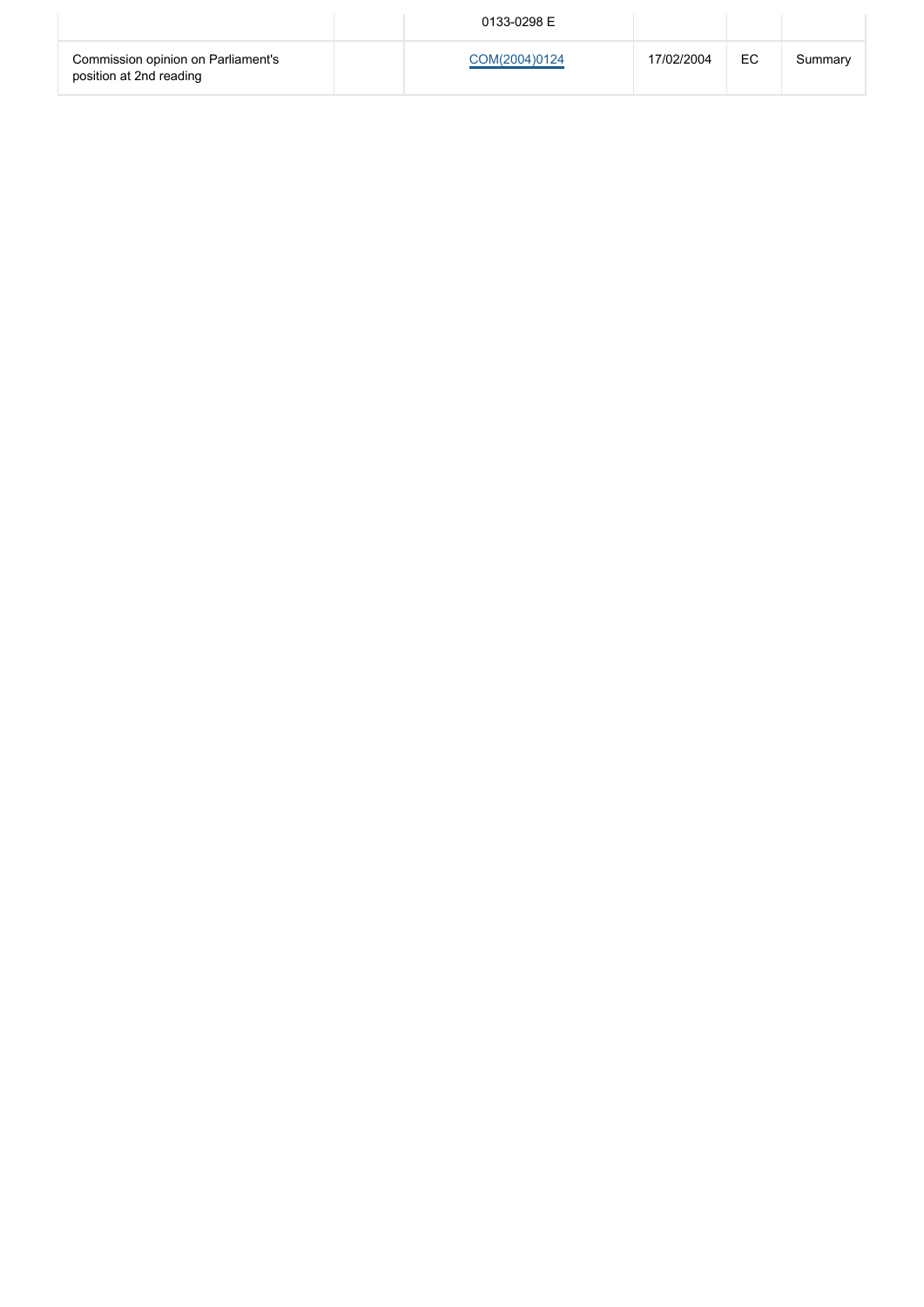| | | | | | |
|---|---|---|---|---|---|
| | | 0133-0298 E | | | |
| Commission opinion on Parliament's position at 2nd reading | | COM(2004)0124 | 17/02/2004 | EC | Summary |